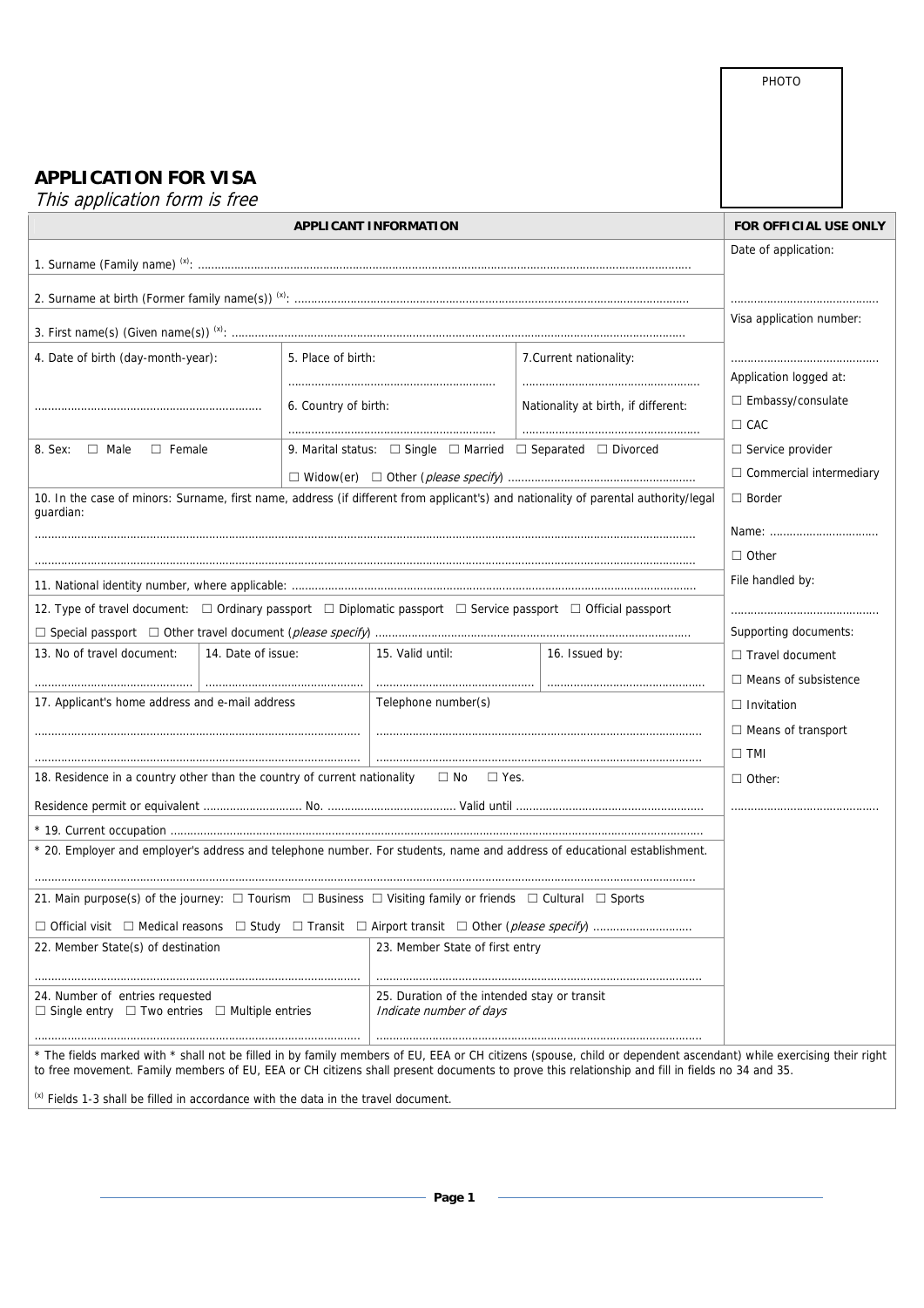PHOTO

# APPLICATION FOR VISA

*This application form is free*

| APPLICANT INFORMATION | FOR OFFICIAL USE ONLY |
|---|---|
| 1. Surname (Family name) [(x)]: ..................................................... | Date of application: |
| 2. Surname at birth (Former family name(s)) [(x)]: ..................................................... | ............................................ |
| 3. First name(s) (Given name(s)) [(x)]: ..................................................... | Visa application number: |
| 4. Date of birth (day-month-year): ..................................................... / 5. Place of birth: ..................................................... / 6. Country of birth: ..................................................... / 7. Current nationality: ..................................................... / Nationality at birth, if different: ..................................................... | ............................................ Application logged at: ☐ Embassy/consulate ☐ CAC |
| 8. Sex: ☐ Male ☐ Female / 9. Marital status: ☐ Single ☐ Married ☐ Separated ☐ Divorced ☐ Widow(er) ☐ Other (*please specify*) ..................................................... | ☐ Service provider ☐ Commercial intermediary |
| 10. In the case of minors: Surname, first name, address (if different from applicant's) and nationality of parental authority/legal guardian: ..................................................... ..................................................... | ☐ Border Name: ................................ ☐ Other |
| 11. National identity number, where applicable: ..................................................... | File handled by: |
| 12. Type of travel document: ☐ Ordinary passport ☐ Diplomatic passport ☐ Service passport ☐ Official passport ☐ Special passport ☐ Other travel document (*please specify*) ..................................................... | ............................................ Supporting documents: |
| 13. No of travel document: ..................... / 14. Date of issue: ..................... / 15. Valid until: ..................... / 16. Issued by: ..................... | ☐ Travel document ☐ Means of subsistence |
| 17. Applicant's home address and e-mail address ..................................................... / Telephone number(s) ..................................................... | ☐ Invitation ☐ Means of transport ☐ TMI |
| 18. Residence in a country other than the country of current nationality ☐ No ☐ Yes. Residence permit or equivalent ............................ No. ..................................... Valid until ..................................................... | ☐ Other: ............................................ |
| * 19. Current occupation ..................................................... | |
| * 20. Employer and employer's address and telephone number. For students, name and address of educational establishment. ..................................................... | |
| 21. Main purpose(s) of the journey: ☐ Tourism ☐ Business ☐ Visiting family or friends ☐ Cultural ☐ Sports ☐ Official visit ☐ Medical reasons ☐ Study ☐ Transit ☐ Airport transit ☐ Other (*please specify*) ............................ | |
| 22. Member State(s) of destination ..................................................... / 23. Member State of first entry ..................................................... | |
| 24. Number of entries requested ☐ Single entry ☐ Two entries ☐ Multiple entries ..................................................... / 25. Duration of the intended stay or transit *Indicate number of days* ..................................................... | |

* The fields marked with * shall not be filled in by family members of EU, EEA or CH citizens (spouse, child or dependent ascendant) while exercising their right to free movement. Family members of EU, EEA or CH citizens shall present documents to prove this relationship and fill in fields no 34 and 35.

[(x)] Fields 1-3 shall be filled in accordance with the data in the travel document.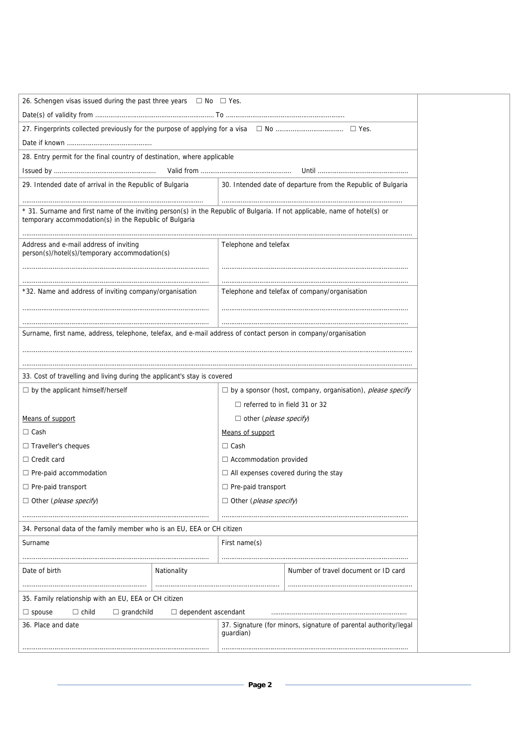26. Schengen visas issued during the past three years ☐ No ☐ Yes.

Date(s) of validity from ............................................................ To ............................................................

27. Fingerprints collected previously for the purpose of applying for a visa ☐ No .................................. ☐ Yes.

Date if known ............................................

28. Entry permit for the final country of destination, where applicable

Issued by ..................................................... Valid from ................................................ Until ................................................

| 29. Intended date of arrival in the Republic of Bulgaria | 30. Intended date of departure from the Republic of Bulgaria |
|---|---|
| .................................................................................................. | .................................................................................................. |

\* 31. Surname and first name of the inviting person(s) in the Republic of Bulgaria. If not applicable, name of hotel(s) or temporary accommodation(s) in the Republic of Bulgaria

..........................................................................................................................................................................................................

| Address and e-mail address of inviting person(s)/hotel(s)/temporary accommodation(s) | Telephone and telefax |
|---|---|
| .................................................................................................. | .................................................................................................. |
| .................................................................................................. | .................................................................................................. |

| \*32. Name and address of inviting company/organisation | Telephone and telefax of company/organisation |
|---|---|
| .................................................................................................. | .................................................................................................. |
| .................................................................................................. | .................................................................................................. |

Surname, first name, address, telephone, telefax, and e-mail address of contact person in company/organisation

..........................................................................................................................................................................................................

..........................................................................................................................................................................................................

33. Cost of travelling and living during the applicant's stay is covered

| ☐ by the applicant himself/herself | ☐ by a sponsor (host, company, organisation), *please specify* |
|---|---|
| | ☐ referred to in field 31 or 32 |
| Means of support | ☐ other (*please specify*) |
| ☐ Cash | Means of support |
| ☐ Traveller's cheques | ☐ Cash |
| ☐ Credit card | ☐ Accommodation provided |
| ☐ Pre-paid accommodation | ☐ All expenses covered during the stay |
| ☐ Pre-paid transport | ☐ Pre-paid transport |
| ☐ Other (*please specify*) | ☐ Other (*please specify*) |
| .................................................................................................. | .................................................................................................. |

34. Personal data of the family member who is an EU, EEA or CH citizen

| Surname | | First name(s) |
|---|---|---|
| .................................................................................................. | | .................................................................................................. |
| Date of birth | Nationality | Number of travel document or ID card |
| ................................................................ | ................................................................ | ................................................................ |

35. Family relationship with an EU, EEA or CH citizen

☐ spouse ☐ child ☐ grandchild ☐ dependent ascendant ........................................................................

| 36. Place and date | 37. Signature (for minors, signature of parental authority/legal guardian) |
|---|---|
| .................................................................................................. | .................................................................................................. |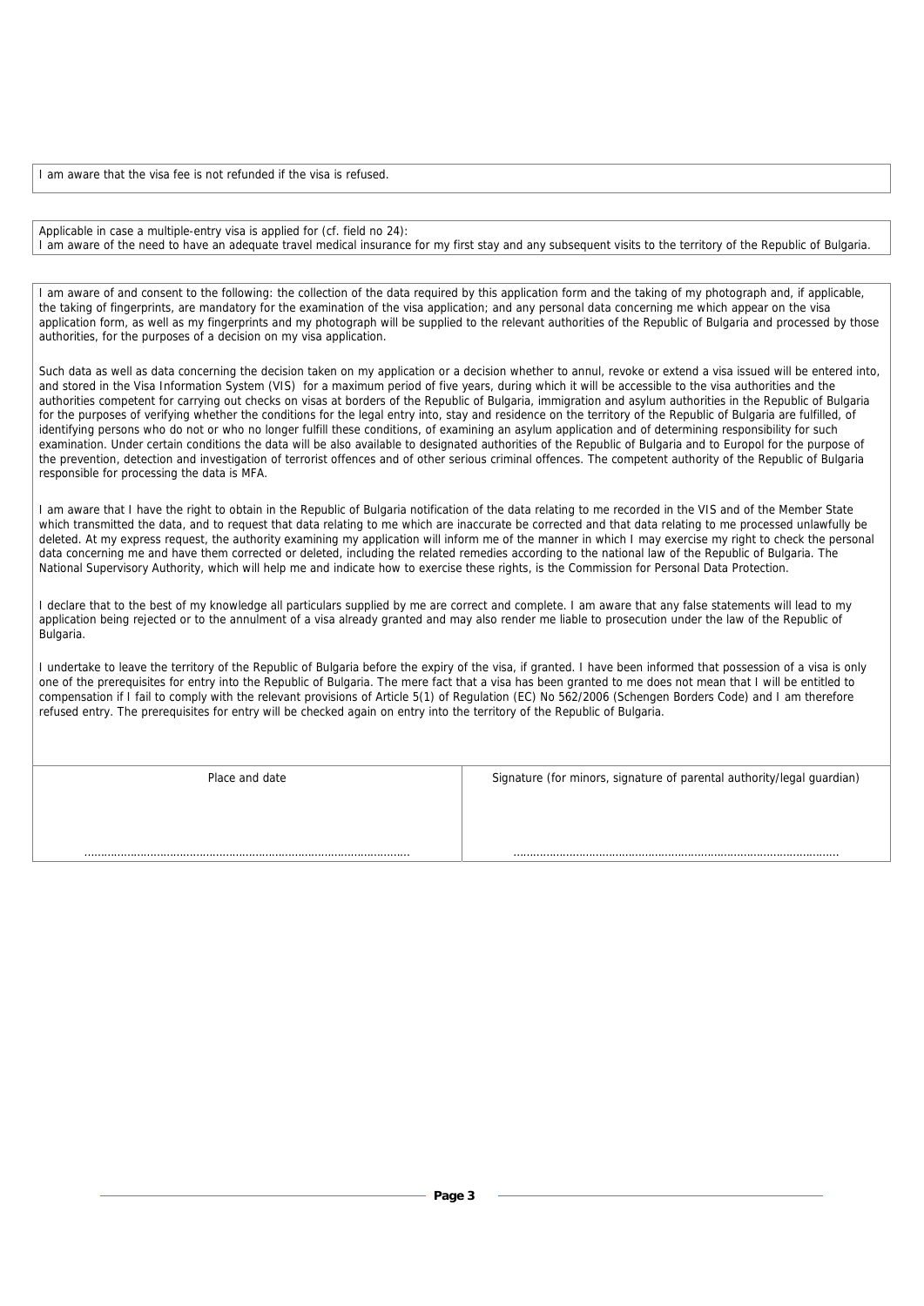I am aware that the visa fee is not refunded if the visa is refused.

Applicable in case a multiple-entry visa is applied for (cf. field no 24):
I am aware of the need to have an adequate travel medical insurance for my first stay and any subsequent visits to the territory of the Republic of Bulgaria.

I am aware of and consent to the following: the collection of the data required by this application form and the taking of my photograph and, if applicable, the taking of fingerprints, are mandatory for the examination of the visa application; and any personal data concerning me which appear on the visa application form, as well as my fingerprints and my photograph will be supplied to the relevant authorities of the Republic of Bulgaria and processed by those authorities, for the purposes of a decision on my visa application.

Such data as well as data concerning the decision taken on my application or a decision whether to annul, revoke or extend a visa issued will be entered into, and stored in the Visa Information System (VIS) for a maximum period of five years, during which it will be accessible to the visa authorities and the authorities competent for carrying out checks on visas at borders of the Republic of Bulgaria, immigration and asylum authorities in the Republic of Bulgaria for the purposes of verifying whether the conditions for the legal entry into, stay and residence on the territory of the Republic of Bulgaria are fulfilled, of identifying persons who do not or who no longer fulfill these conditions, of examining an asylum application and of determining responsibility for such examination. Under certain conditions the data will be also available to designated authorities of the Republic of Bulgaria and to Europol for the purpose of the prevention, detection and investigation of terrorist offences and of other serious criminal offences. The competent authority of the Republic of Bulgaria responsible for processing the data is MFA.

I am aware that I have the right to obtain in the Republic of Bulgaria notification of the data relating to me recorded in the VIS and of the Member State which transmitted the data, and to request that data relating to me which are inaccurate be corrected and that data relating to me processed unlawfully be deleted. At my express request, the authority examining my application will inform me of the manner in which I may exercise my right to check the personal data concerning me and have them corrected or deleted, including the related remedies according to the national law of the Republic of Bulgaria. The National Supervisory Authority, which will help me and indicate how to exercise these rights, is the Commission for Personal Data Protection.

I declare that to the best of my knowledge all particulars supplied by me are correct and complete. I am aware that any false statements will lead to my application being rejected or to the annulment of a visa already granted and may also render me liable to prosecution under the law of the Republic of Bulgaria.

I undertake to leave the territory of the Republic of Bulgaria before the expiry of the visa, if granted. I have been informed that possession of a visa is only one of the prerequisites for entry into the Republic of Bulgaria. The mere fact that a visa has been granted to me does not mean that I will be entitled to compensation if I fail to comply with the relevant provisions of Article 5(1) of Regulation (EC) No 562/2006 (Schengen Borders Code) and I am therefore refused entry. The prerequisites for entry will be checked again on entry into the territory of the Republic of Bulgaria.

| Place and date | Signature (for minors, signature of parental authority/legal guardian) |
|---|---|
| ………………………………………………………………………………… | ………………………………………………………………………………… |